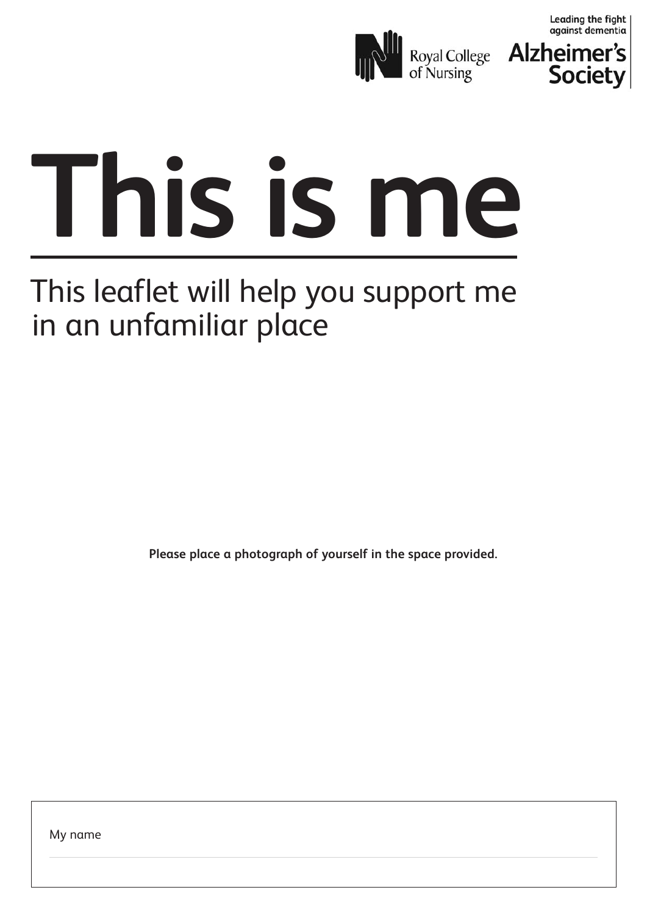Royal College of Nursing

Leading the fight against dementia
Alzheimer's Society

# This is me

This leaflet will help you support me in an unfamiliar place

**Please place a photograph of yourself in the space provided.**

My name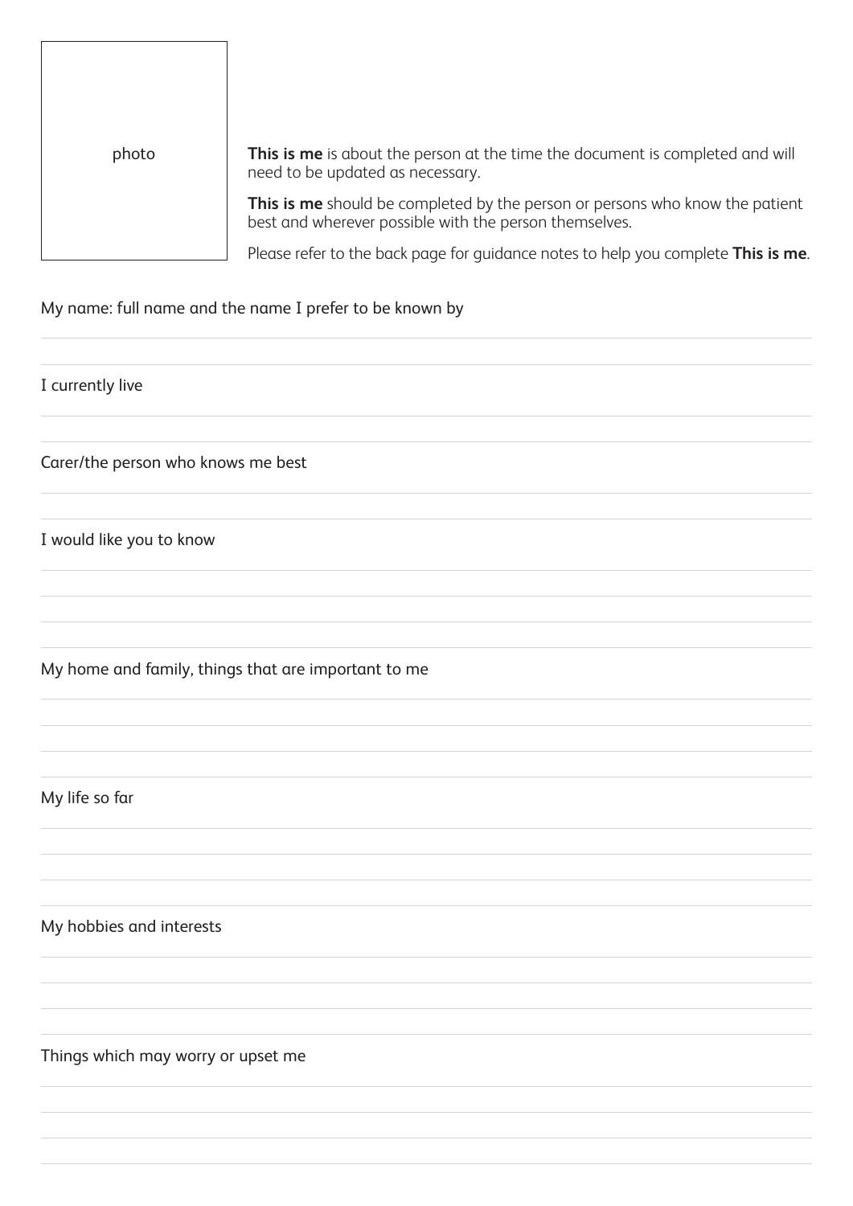photo

**This is me** is about the person at the time the document is completed and will need to be updated as necessary.

**This is me** should be completed by the person or persons who know the patient best and wherever possible with the person themselves.

Please refer to the back page for guidance notes to help you complete **This is me**.

My name: full name and the name I prefer to be known by

I currently live

Carer/the person who knows me best

I would like you to know

My home and family, things that are important to me

My life so far

My hobbies and interests

Things which may worry or upset me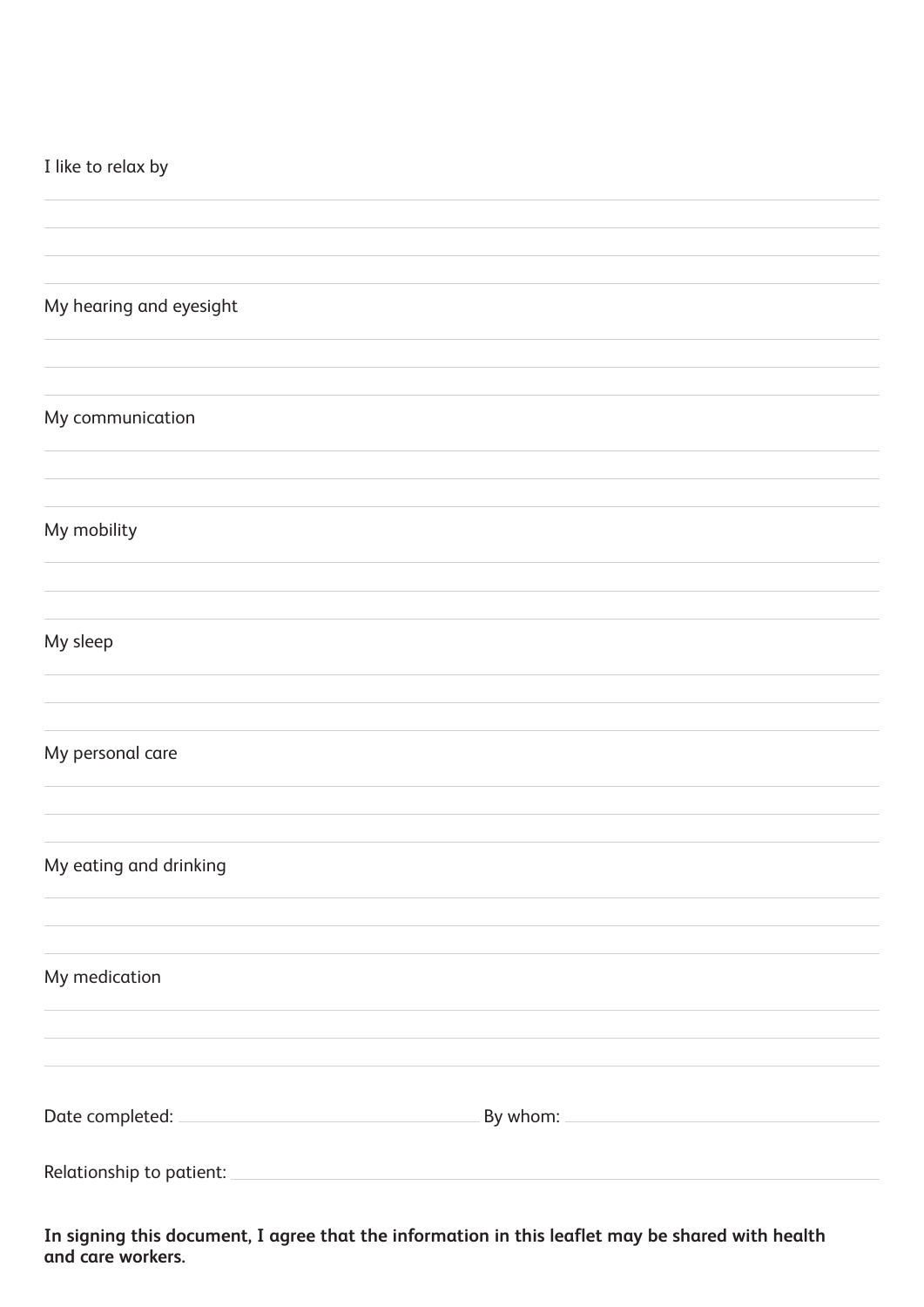I like to relax by

My hearing and eyesight

My communication

My mobility

My sleep

My personal care

My eating and drinking

My medication

Date completed: By whom:

Relationship to patient:

**In signing this document, I agree that the information in this leaflet may be shared with health and care workers.**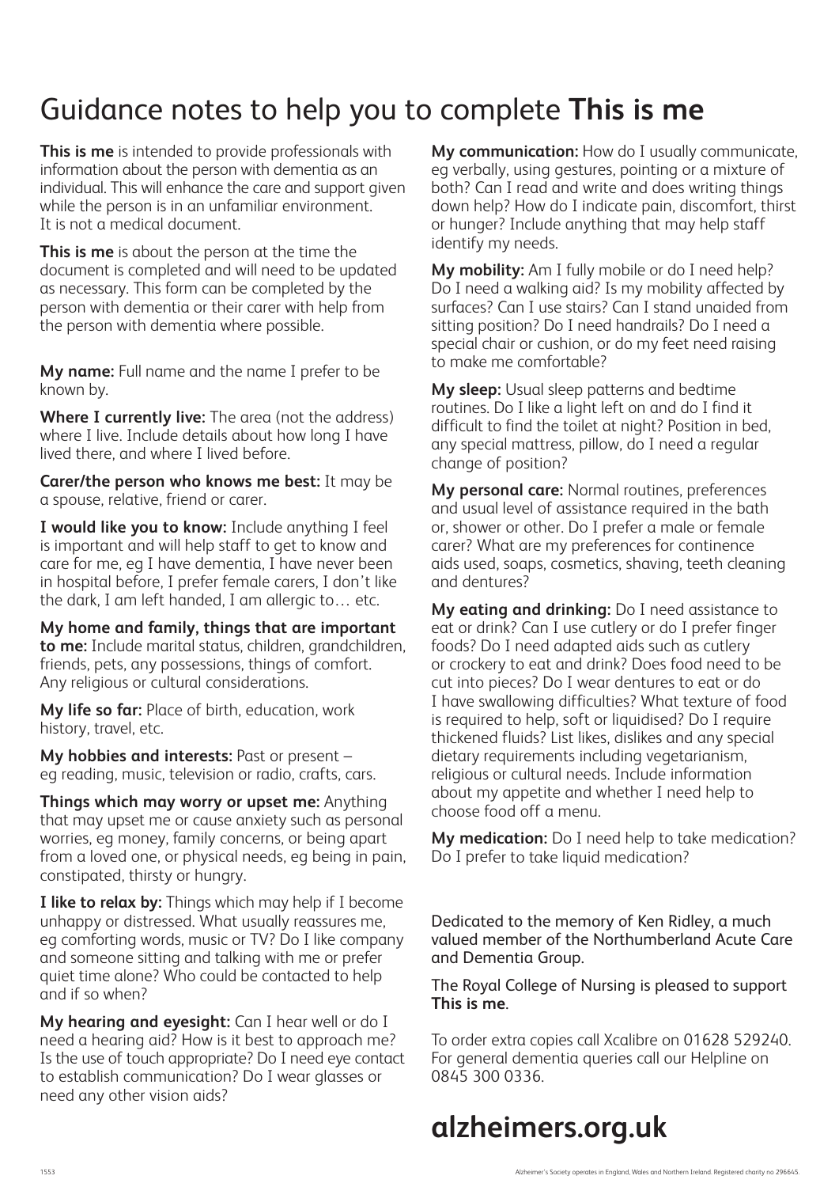# Guidance notes to help you to complete **This is me**

**This is me** is intended to provide professionals with information about the person with dementia as an individual. This will enhance the care and support given while the person is in an unfamiliar environment. It is not a medical document.

**This is me** is about the person at the time the document is completed and will need to be updated as necessary. This form can be completed by the person with dementia or their carer with help from the person with dementia where possible.

**My name:** Full name and the name I prefer to be known by.

**Where I currently live:** The area (not the address) where I live. Include details about how long I have lived there, and where I lived before.

**Carer/the person who knows me best:** It may be a spouse, relative, friend or carer.

**I would like you to know:** Include anything I feel is important and will help staff to get to know and care for me, eg I have dementia, I have never been in hospital before, I prefer female carers, I don't like the dark, I am left handed, I am allergic to… etc.

**My home and family, things that are important to me:** Include marital status, children, grandchildren, friends, pets, any possessions, things of comfort. Any religious or cultural considerations.

**My life so far:** Place of birth, education, work history, travel, etc.

**My hobbies and interests:** Past or present – eg reading, music, television or radio, crafts, cars.

**Things which may worry or upset me:** Anything that may upset me or cause anxiety such as personal worries, eg money, family concerns, or being apart from a loved one, or physical needs, eg being in pain, constipated, thirsty or hungry.

**I like to relax by:** Things which may help if I become unhappy or distressed. What usually reassures me, eg comforting words, music or TV? Do I like company and someone sitting and talking with me or prefer quiet time alone? Who could be contacted to help and if so when?

**My hearing and eyesight:** Can I hear well or do I need a hearing aid? How is it best to approach me? Is the use of touch appropriate? Do I need eye contact to establish communication? Do I wear glasses or need any other vision aids?

**My communication:** How do I usually communicate, eg verbally, using gestures, pointing or a mixture of both? Can I read and write and does writing things down help? How do I indicate pain, discomfort, thirst or hunger? Include anything that may help staff identify my needs.

**My mobility:** Am I fully mobile or do I need help? Do I need a walking aid? Is my mobility affected by surfaces? Can I use stairs? Can I stand unaided from sitting position? Do I need handrails? Do I need a special chair or cushion, or do my feet need raising to make me comfortable?

**My sleep:** Usual sleep patterns and bedtime routines. Do I like a light left on and do I find it difficult to find the toilet at night? Position in bed, any special mattress, pillow, do I need a regular change of position?

**My personal care:** Normal routines, preferences and usual level of assistance required in the bath or, shower or other. Do I prefer a male or female carer? What are my preferences for continence aids used, soaps, cosmetics, shaving, teeth cleaning and dentures?

**My eating and drinking:** Do I need assistance to eat or drink? Can I use cutlery or do I prefer finger foods? Do I need adapted aids such as cutlery or crockery to eat and drink? Does food need to be cut into pieces? Do I wear dentures to eat or do I have swallowing difficulties? What texture of food is required to help, soft or liquidised? Do I require thickened fluids? List likes, dislikes and any special dietary requirements including vegetarianism, religious or cultural needs. Include information about my appetite and whether I need help to choose food off a menu.

**My medication:** Do I need help to take medication? Do I prefer to take liquid medication?

Dedicated to the memory of Ken Ridley, a much valued member of the Northumberland Acute Care and Dementia Group.

The Royal College of Nursing is pleased to support **This is me**.

To order extra copies call Xcalibre on 01628 529240. For general dementia queries call our Helpline on 0845 300 0336.

**alzheimers.org.uk**

1553

Alzheimer's Society operates in England, Wales and Northern Ireland. Registered charity no 296645.